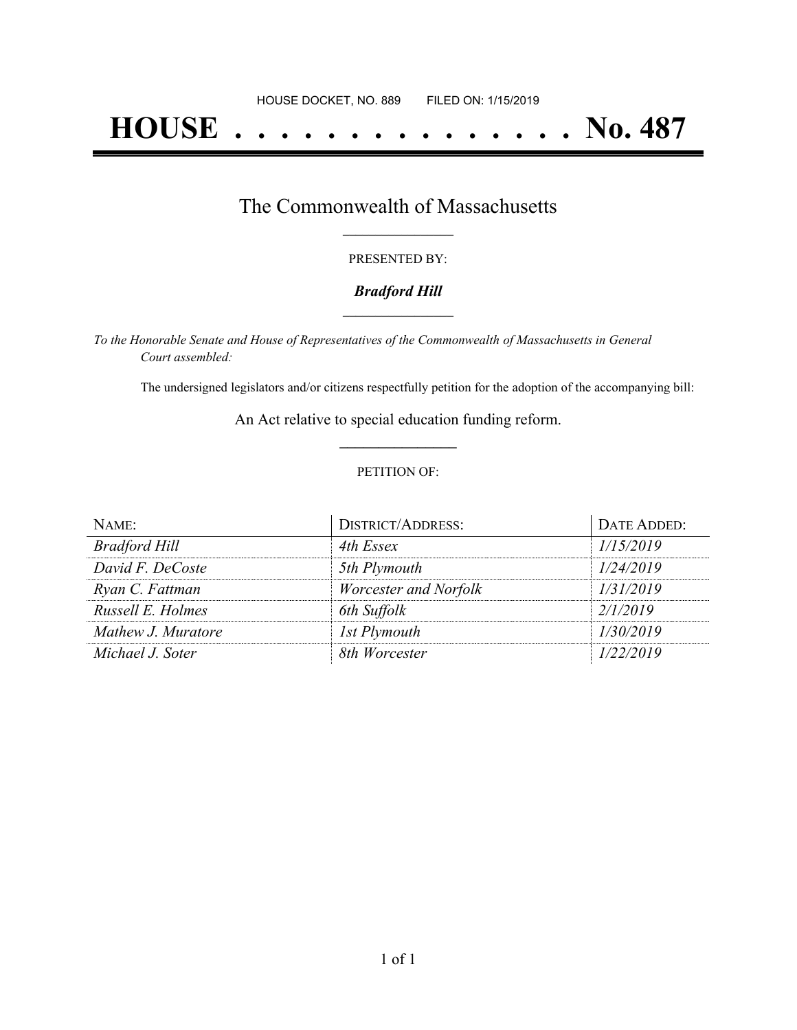HOUSE DOCKET, NO. 889        FILED ON: 1/15/2019

# HOUSE . . . . . . . . . . . . . . . No. 487

## The Commonwealth of Massachusetts

PRESENTED BY:

***Bradford Hill***

*To the Honorable Senate and House of Representatives of the Commonwealth of Massachusetts in General Court assembled:*

The undersigned legislators and/or citizens respectfully petition for the adoption of the accompanying bill:

An Act relative to special education funding reform.

PETITION OF:

| NAME: | DISTRICT/ADDRESS: | DATE ADDED: |
| --- | --- | --- |
| *Bradford Hill* | *4th Essex* | *1/15/2019* |
| *David F. DeCoste* | *5th Plymouth* | *1/24/2019* |
| *Ryan C. Fattman* | *Worcester and Norfolk* | *1/31/2019* |
| *Russell E. Holmes* | *6th Suffolk* | *2/1/2019* |
| *Mathew J. Muratore* | *1st Plymouth* | *1/30/2019* |
| *Michael J. Soter* | *8th Worcester* | *1/22/2019* |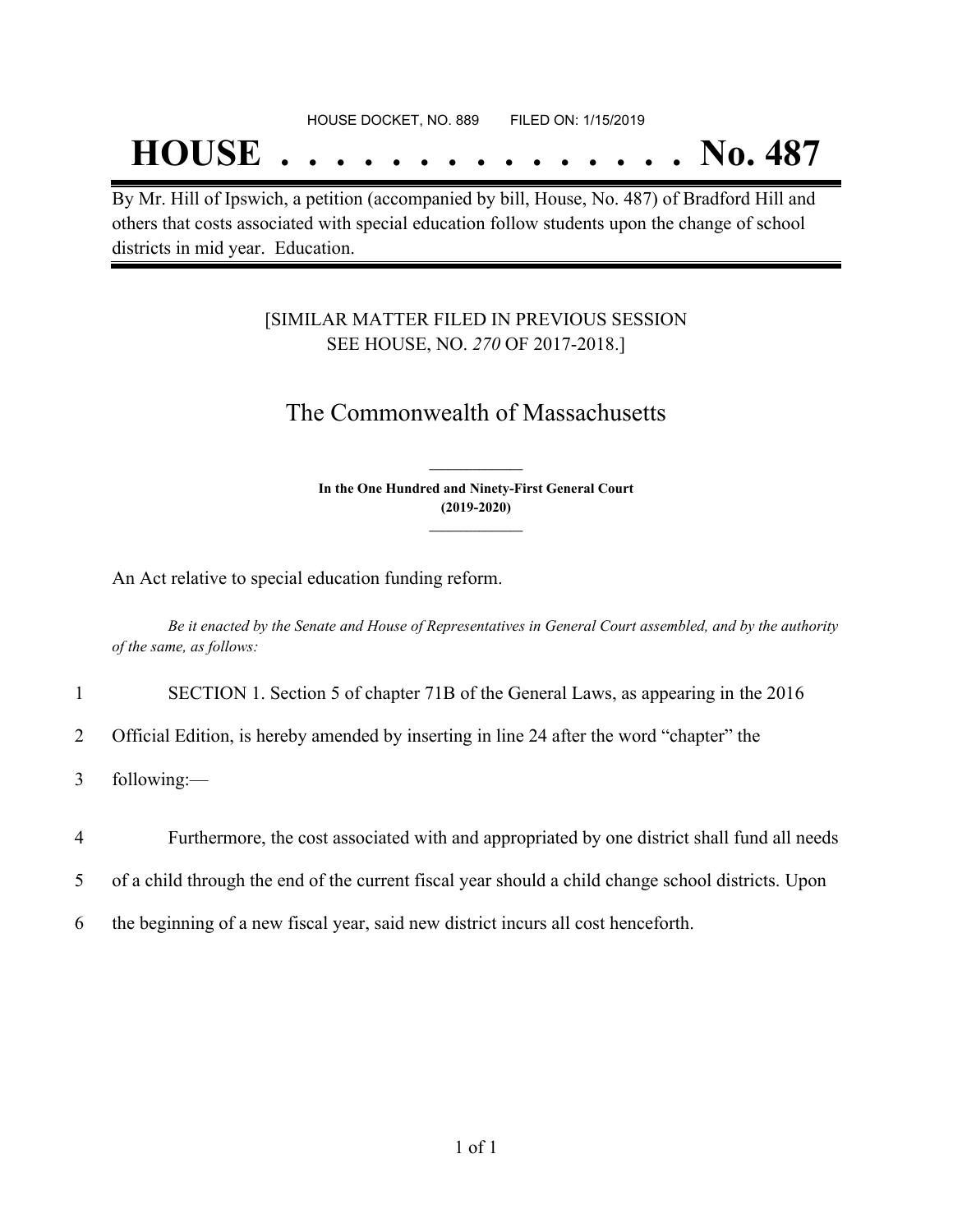HOUSE DOCKET, NO. 889        FILED ON: 1/15/2019

# HOUSE . . . . . . . . . . . . . . . No. 487

By Mr. Hill of Ipswich, a petition (accompanied by bill, House, No. 487) of Bradford Hill and others that costs associated with special education follow students upon the change of school districts in mid year. Education.

[SIMILAR MATTER FILED IN PREVIOUS SESSION
SEE HOUSE, NO. *270* OF 2017-2018.]

## The Commonwealth of Massachusetts

**In the One Hundred and Ninety-First General Court**
**(2019-2020)**

An Act relative to special education funding reform.

*Be it enacted by the Senate and House of Representatives in General Court assembled, and by the authority of the same, as follows:*

1 SECTION 1. Section 5 of chapter 71B of the General Laws, as appearing in the 2016
2 Official Edition, is hereby amended by inserting in line 24 after the word "chapter" the
3 following:—

4 Furthermore, the cost associated with and appropriated by one district shall fund all needs
5 of a child through the end of the current fiscal year should a child change school districts. Upon
6 the beginning of a new fiscal year, said new district incurs all cost henceforth.